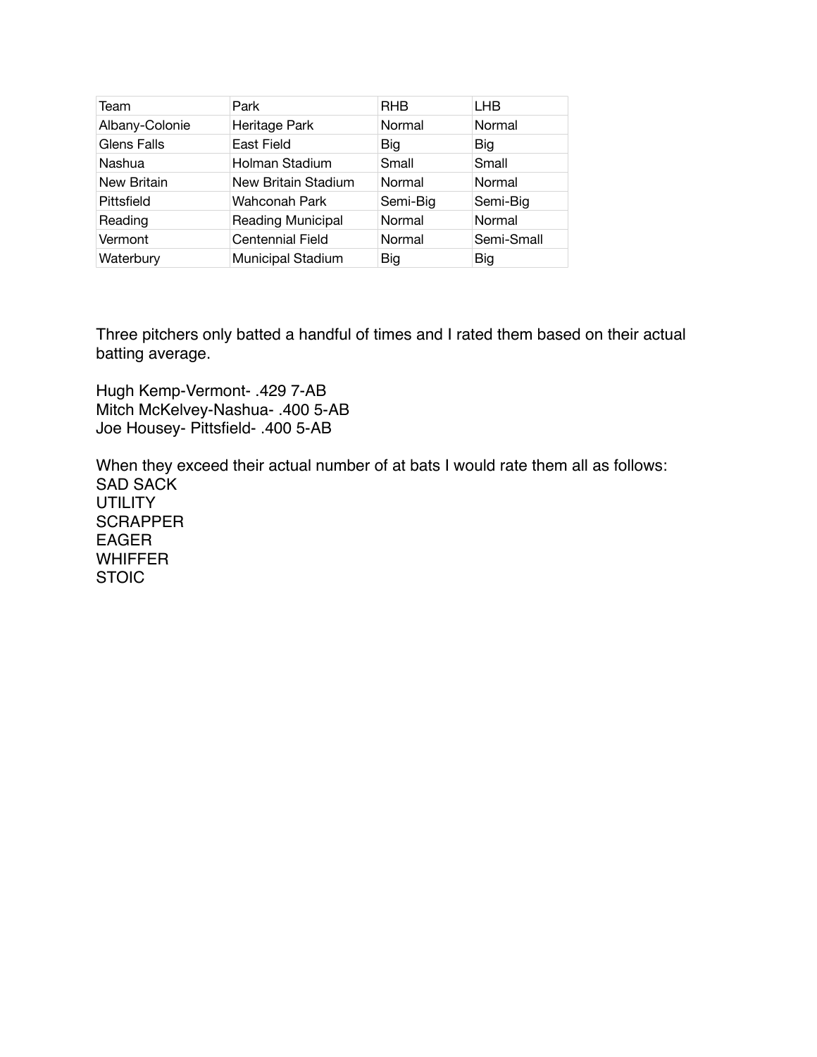| Team | Park | RHB | LHB |
|---|---|---|---|
| Albany-Colonie | Heritage Park | Normal | Normal |
| Glens Falls | East Field | Big | Big |
| Nashua | Holman Stadium | Small | Small |
| New Britain | New Britain Stadium | Normal | Normal |
| Pittsfield | Wahconah Park | Semi-Big | Semi-Big |
| Reading | Reading Municipal | Normal | Normal |
| Vermont | Centennial Field | Normal | Semi-Small |
| Waterbury | Municipal Stadium | Big | Big |

Three pitchers only batted a handful of times and I rated them based on their actual batting average.

Hugh Kemp-Vermont- .429 7-AB
Mitch McKelvey-Nashua- .400 5-AB
Joe Housey- Pittsfield- .400 5-AB

When they exceed their actual number of at bats I would rate them all as follows:
SAD SACK
UTILITY
SCRAPPER
EAGER
WHIFFER
STOIC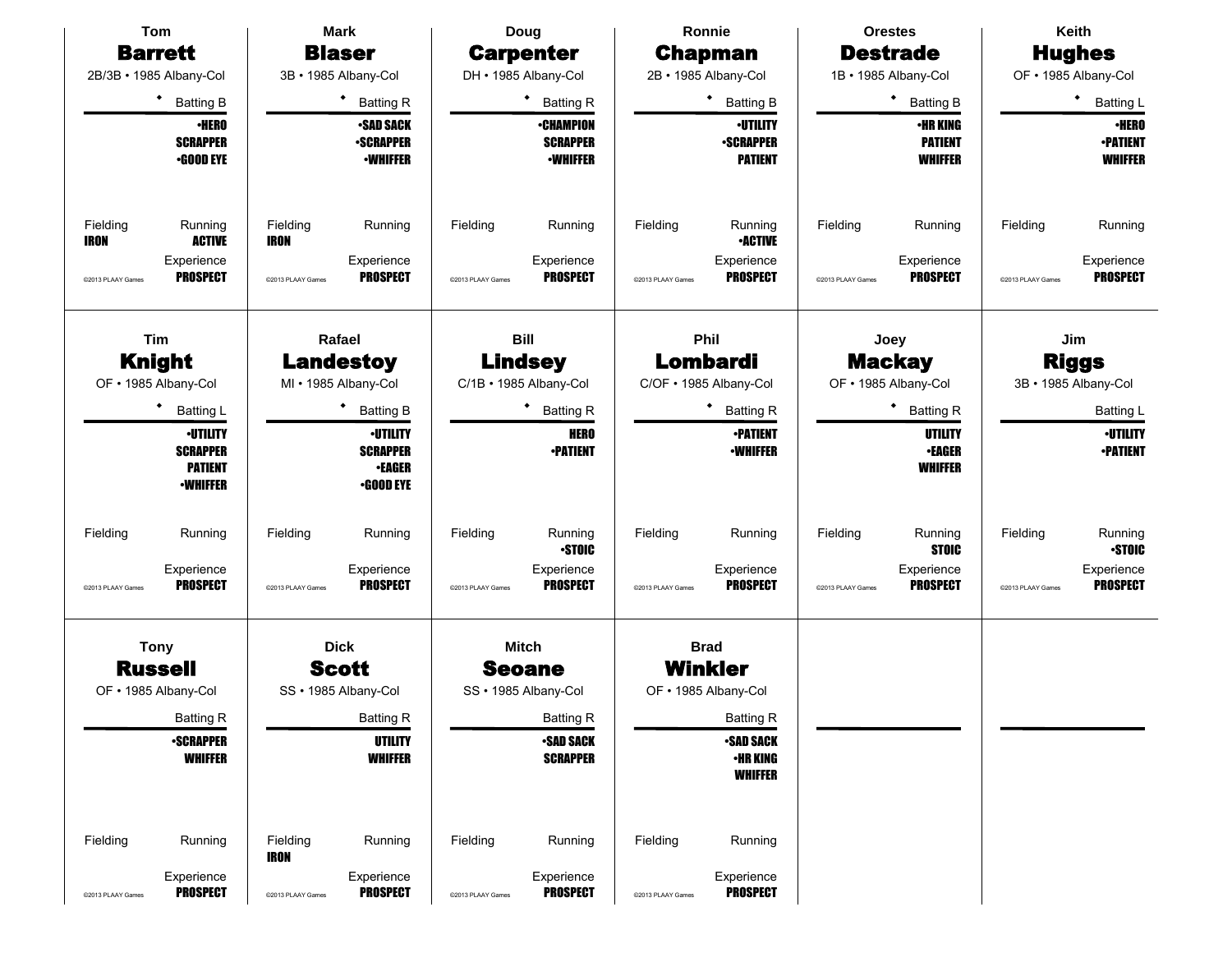Tom
## Barrett
2B/3B • 1985 Albany-Col

◆ Batting B

•HERO
SCRAPPER
•GOOD EYE

Fielding: IRON
Running: ACTIVE
Experience: PROSPECT

©2013 PLAAY Games

---

Mark
## Blaser
3B • 1985 Albany-Col

◆ Batting R

•SAD SACK
•SCRAPPER
•WHIFFER

Fielding: IRON
Running:
Experience: PROSPECT

©2013 PLAAY Games

---

Doug
## Carpenter
DH • 1985 Albany-Col

◆ Batting R

•CHAMPION
SCRAPPER
•WHIFFER

Fielding:
Running:
Experience: PROSPECT

©2013 PLAAY Games

---

Ronnie
## Chapman
2B • 1985 Albany-Col

◆ Batting B

•UTILITY
•SCRAPPER
PATIENT

Fielding:
Running: •ACTIVE
Experience: PROSPECT

©2013 PLAAY Games

---

Orestes
## Destrade
1B • 1985 Albany-Col

◆ Batting B

•HR KING
PATIENT
WHIFFER

Fielding:
Running:
Experience: PROSPECT

©2013 PLAAY Games

---

Keith
## Hughes
OF • 1985 Albany-Col

◆ Batting L

•HERO
•PATIENT
WHIFFER

Fielding:
Running:
Experience: PROSPECT

©2013 PLAAY Games

---

Tim
## Knight
OF • 1985 Albany-Col

◆ Batting L

•UTILITY
SCRAPPER
PATIENT
•WHIFFER

Fielding:
Running:
Experience: PROSPECT

©2013 PLAAY Games

---

Rafael
## Landestoy
MI • 1985 Albany-Col

◆ Batting B

•UTILITY
SCRAPPER
•EAGER
•GOOD EYE

Fielding:
Running:
Experience: PROSPECT

©2013 PLAAY Games

---

Bill
## Lindsey
C/1B • 1985 Albany-Col

◆ Batting R

HERO
•PATIENT

Fielding:
Running: •STOIC
Experience: PROSPECT

©2013 PLAAY Games

---

Phil
## Lombardi
C/OF • 1985 Albany-Col

◆ Batting R

•PATIENT
•WHIFFER

Fielding:
Running:
Experience: PROSPECT

©2013 PLAAY Games

---

Joey
## Mackay
OF • 1985 Albany-Col

◆ Batting R

UTILITY
•EAGER
WHIFFER

Fielding:
Running: STOIC
Experience: PROSPECT

©2013 PLAAY Games

---

Jim
## Riggs
3B • 1985 Albany-Col

Batting L

•UTILITY
•PATIENT

Fielding:
Running: •STOIC
Experience: PROSPECT

©2013 PLAAY Games

---

Tony
## Russell
OF • 1985 Albany-Col

Batting R

•SCRAPPER
WHIFFER

Fielding:
Running:
Experience: PROSPECT

©2013 PLAAY Games

---

Dick
## Scott
SS • 1985 Albany-Col

Batting R

UTILITY
WHIFFER

Fielding: IRON
Running:
Experience: PROSPECT

©2013 PLAAY Games

---

Mitch
## Seoane
SS • 1985 Albany-Col

Batting R

•SAD SACK
SCRAPPER

Fielding:
Running:
Experience: PROSPECT

©2013 PLAAY Games

---

Brad
## Winkler
OF • 1985 Albany-Col

Batting R

•SAD SACK
•HR KING
WHIFFER

Fielding:
Running:
Experience: PROSPECT

©2013 PLAAY Games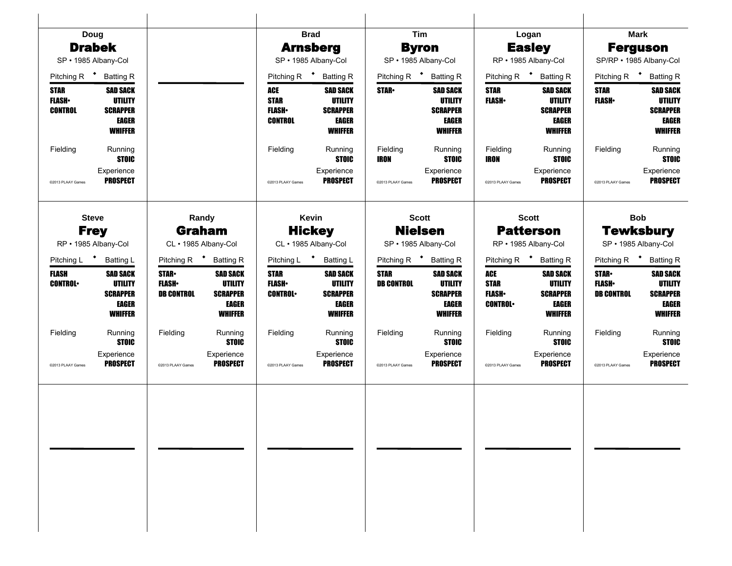## Doug Drabek

SP • 1985 Albany-Col

| Pitching R | Batting R |
|---|---|
| STAR | SAD SACK |
| FLASH• | UTILITY |
| CONTROL | SCRAPPER |
| | EAGER |
| | WHIFFER |

Fielding | Running: STOIC

Experience: PROSPECT

©2013 PLAAY Games

## Brad Arnsberg

SP • 1985 Albany-Col

| Pitching R | Batting R |
|---|---|
| ACE | SAD SACK |
| STAR | UTILITY |
| FLASH• | SCRAPPER |
| CONTROL | EAGER |
| | WHIFFER |

Fielding | Running: STOIC

Experience: PROSPECT

©2013 PLAAY Games

## Tim Byron

SP • 1985 Albany-Col

| Pitching R | Batting R |
|---|---|
| STAR• | SAD SACK |
| | UTILITY |
| | SCRAPPER |
| | EAGER |
| | WHIFFER |

Fielding: IRON | Running: STOIC

Experience: PROSPECT

©2013 PLAAY Games

## Logan Easley

RP • 1985 Albany-Col

| Pitching R | Batting R |
|---|---|
| STAR | SAD SACK |
| FLASH• | UTILITY |
| | SCRAPPER |
| | EAGER |
| | WHIFFER |

Fielding: IRON | Running: STOIC

Experience: PROSPECT

©2013 PLAAY Games

## Mark Ferguson

SP/RP • 1985 Albany-Col

| Pitching R | Batting R |
|---|---|
| STAR | SAD SACK |
| FLASH• | UTILITY |
| | SCRAPPER |
| | EAGER |
| | WHIFFER |

Fielding | Running: STOIC

Experience: PROSPECT

©2013 PLAAY Games

## Steve Frey

RP • 1985 Albany-Col

| Pitching L | Batting L |
|---|---|
| FLASH | SAD SACK |
| CONTROL• | UTILITY |
| | SCRAPPER |
| | EAGER |
| | WHIFFER |

Fielding | Running: STOIC

Experience: PROSPECT

©2013 PLAAY Games

## Randy Graham

CL • 1985 Albany-Col

| Pitching R | Batting R |
|---|---|
| STAR• | SAD SACK |
| FLASH• | UTILITY |
| DB CONTROL | SCRAPPER |
| | EAGER |
| | WHIFFER |

Fielding | Running: STOIC

Experience: PROSPECT

©2013 PLAAY Games

## Kevin Hickey

CL • 1985 Albany-Col

| Pitching L | Batting L |
|---|---|
| STAR | SAD SACK |
| FLASH• | UTILITY |
| CONTROL• | SCRAPPER |
| | EAGER |
| | WHIFFER |

Fielding | Running: STOIC

Experience: PROSPECT

©2013 PLAAY Games

## Scott Nielsen

SP • 1985 Albany-Col

| Pitching R | Batting R |
|---|---|
| STAR | SAD SACK |
| DB CONTROL | UTILITY |
| | SCRAPPER |
| | EAGER |
| | WHIFFER |

Fielding | Running: STOIC

Experience: PROSPECT

©2013 PLAAY Games

## Scott Patterson

RP • 1985 Albany-Col

| Pitching R | Batting R |
|---|---|
| ACE | SAD SACK |
| STAR | UTILITY |
| FLASH• | SCRAPPER |
| CONTROL• | EAGER |
| | WHIFFER |

Fielding | Running: STOIC

Experience: PROSPECT

©2013 PLAAY Games

## Bob Tewksbury

SP • 1985 Albany-Col

| Pitching R | Batting R |
|---|---|
| STAR• | SAD SACK |
| FLASH• | UTILITY |
| DB CONTROL | SCRAPPER |
| | EAGER |
| | WHIFFER |

Fielding | Running: STOIC

Experience: PROSPECT

©2013 PLAAY Games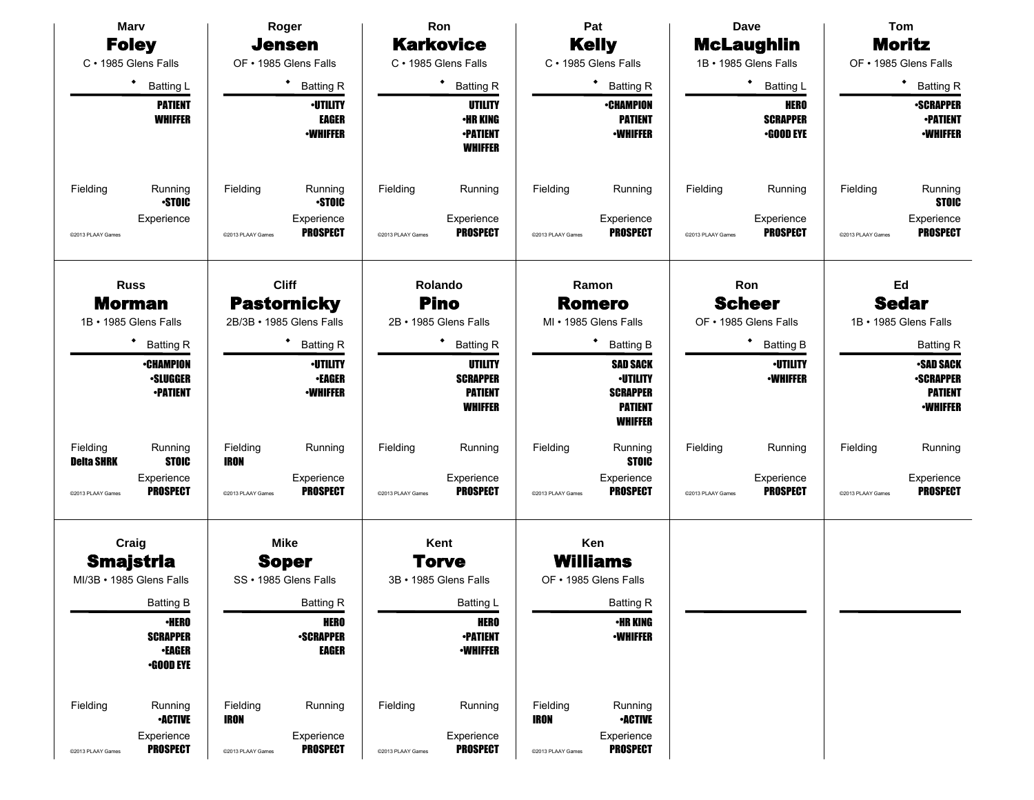## Marv Foley

C • 1985 Glens Falls

◆ Batting L

- PATIENT
- WHIFFER

Fielding

Running
•STOIC

Experience

©2013 PLAAY Games

## Roger Jensen

OF • 1985 Glens Falls

◆ Batting R

- •UTILITY
- EAGER
- •WHIFFER

Fielding

Running
•STOIC

Experience
PROSPECT

©2013 PLAAY Games

## Ron Karkovice

C • 1985 Glens Falls

◆ Batting R

- UTILITY
- •HR KING
- •PATIENT
- WHIFFER

Fielding

Running

Experience
PROSPECT

©2013 PLAAY Games

## Pat Kelly

C • 1985 Glens Falls

◆ Batting R

- •CHAMPION
- PATIENT
- •WHIFFER

Fielding

Running

Experience
PROSPECT

©2013 PLAAY Games

## Dave McLaughlin

1B • 1985 Glens Falls

◆ Batting L

- HERO
- SCRAPPER
- •GOOD EYE

Fielding

Running

Experience
PROSPECT

©2013 PLAAY Games

## Tom Moritz

OF • 1985 Glens Falls

◆ Batting R

- •SCRAPPER
- •PATIENT
- •WHIFFER

Fielding

Running
STOIC

Experience
PROSPECT

©2013 PLAAY Games

## Russ Morman

1B • 1985 Glens Falls

◆ Batting R

- •CHAMPION
- •SLUGGER
- •PATIENT

Fielding
Delta SHRK

Running
STOIC

Experience
PROSPECT

©2013 PLAAY Games

## Cliff Pastornicky

2B/3B • 1985 Glens Falls

◆ Batting R

- •UTILITY
- •EAGER
- •WHIFFER

Fielding
IRON

Running

Experience
PROSPECT

©2013 PLAAY Games

## Rolando Pino

2B • 1985 Glens Falls

◆ Batting R

- UTILITY
- SCRAPPER
- PATIENT
- WHIFFER

Fielding

Running

Experience
PROSPECT

©2013 PLAAY Games

## Ramon Romero

MI • 1985 Glens Falls

◆ Batting B

- SAD SACK
- •UTILITY
- SCRAPPER
- PATIENT
- WHIFFER

Fielding

Running
STOIC

Experience
PROSPECT

©2013 PLAAY Games

## Ron Scheer

OF • 1985 Glens Falls

◆ Batting B

- •UTILITY
- •WHIFFER

Fielding

Running

Experience
PROSPECT

©2013 PLAAY Games

## Ed Sedar

1B • 1985 Glens Falls

Batting R

- •SAD SACK
- •SCRAPPER
- PATIENT
- •WHIFFER

Fielding

Running

Experience
PROSPECT

©2013 PLAAY Games

## Craig Smajstrla

MI/3B • 1985 Glens Falls

Batting B

- •HERO
- SCRAPPER
- •EAGER
- •GOOD EYE

Fielding

Running
•ACTIVE

Experience
PROSPECT

©2013 PLAAY Games

## Mike Soper

SS • 1985 Glens Falls

Batting R

- HERO
- •SCRAPPER
- EAGER

Fielding
IRON

Running

Experience
PROSPECT

©2013 PLAAY Games

## Kent Torve

3B • 1985 Glens Falls

Batting L

- HERO
- •PATIENT
- •WHIFFER

Fielding

Running

Experience
PROSPECT

©2013 PLAAY Games

## Ken Williams

OF • 1985 Glens Falls

Batting R

- •HR KING
- •WHIFFER

Fielding
IRON

Running
•ACTIVE

Experience
PROSPECT

©2013 PLAAY Games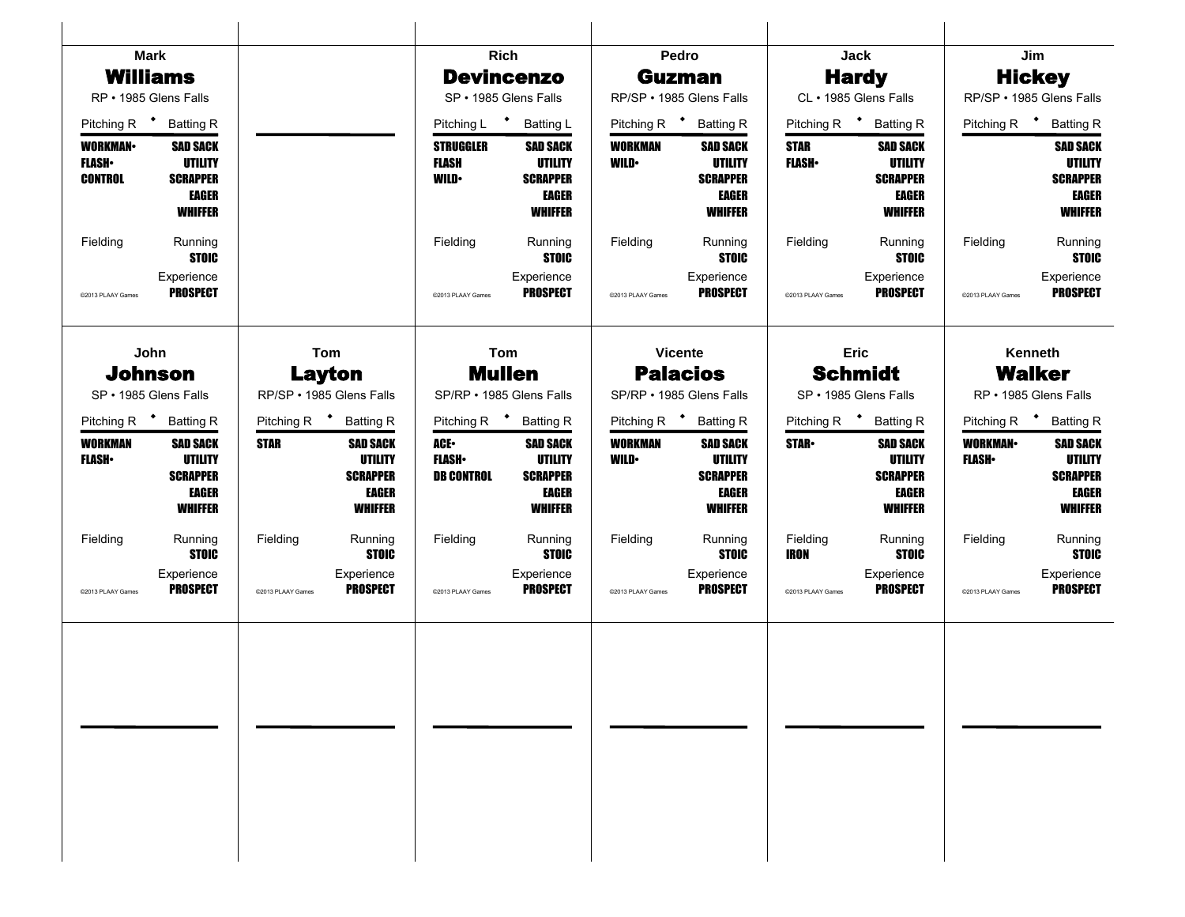## Mark Williams

RP • 1985 Glens Falls

| Pitching R | Batting R |
| --- | --- |
| WORKMAN• | SAD SACK |
| FLASH• | UTILITY |
| CONTROL | SCRAPPER |
| | EAGER |
| | WHIFFER |
| Fielding | Running |
| | STOIC |
| | Experience |
| ©2013 PLAAY Games | PROSPECT |

## Rich Devincenzo

SP • 1985 Glens Falls

| Pitching L | Batting L |
| --- | --- |
| STRUGGLER | SAD SACK |
| FLASH | UTILITY |
| WILD• | SCRAPPER |
| | EAGER |
| | WHIFFER |
| Fielding | Running |
| | STOIC |
| | Experience |
| ©2013 PLAAY Games | PROSPECT |

## Pedro Guzman

RP/SP • 1985 Glens Falls

| Pitching R | Batting R |
| --- | --- |
| WORKMAN | SAD SACK |
| WILD• | UTILITY |
| | SCRAPPER |
| | EAGER |
| | WHIFFER |
| Fielding | Running |
| | STOIC |
| | Experience |
| ©2013 PLAAY Games | PROSPECT |

## Jack Hardy

CL • 1985 Glens Falls

| Pitching R | Batting R |
| --- | --- |
| STAR | SAD SACK |
| FLASH• | UTILITY |
| | SCRAPPER |
| | EAGER |
| | WHIFFER |
| Fielding | Running |
| | STOIC |
| | Experience |
| ©2013 PLAAY Games | PROSPECT |

## Jim Hickey

RP/SP • 1985 Glens Falls

| Pitching R | Batting R |
| --- | --- |
| | SAD SACK |
| | UTILITY |
| | SCRAPPER |
| | EAGER |
| | WHIFFER |
| Fielding | Running |
| | STOIC |
| | Experience |
| ©2013 PLAAY Games | PROSPECT |

## John Johnson

SP • 1985 Glens Falls

| Pitching R | Batting R |
| --- | --- |
| WORKMAN | SAD SACK |
| FLASH• | UTILITY |
| | SCRAPPER |
| | EAGER |
| | WHIFFER |
| Fielding | Running |
| | STOIC |
| | Experience |
| ©2013 PLAAY Games | PROSPECT |

## Tom Layton

RP/SP • 1985 Glens Falls

| Pitching R | Batting R |
| --- | --- |
| STAR | SAD SACK |
| | UTILITY |
| | SCRAPPER |
| | EAGER |
| | WHIFFER |
| Fielding | Running |
| | STOIC |
| | Experience |
| ©2013 PLAAY Games | PROSPECT |

## Tom Mullen

SP/RP • 1985 Glens Falls

| Pitching R | Batting R |
| --- | --- |
| ACE• | SAD SACK |
| FLASH• | UTILITY |
| DB CONTROL | SCRAPPER |
| | EAGER |
| | WHIFFER |
| Fielding | Running |
| | STOIC |
| | Experience |
| ©2013 PLAAY Games | PROSPECT |

## Vicente Palacios

SP/RP • 1985 Glens Falls

| Pitching R | Batting R |
| --- | --- |
| WORKMAN | SAD SACK |
| WILD• | UTILITY |
| | SCRAPPER |
| | EAGER |
| | WHIFFER |
| Fielding | Running |
| | STOIC |
| | Experience |
| ©2013 PLAAY Games | PROSPECT |

## Eric Schmidt

SP • 1985 Glens Falls

| Pitching R | Batting R |
| --- | --- |
| STAR• | SAD SACK |
| | UTILITY |
| | SCRAPPER |
| | EAGER |
| | WHIFFER |
| Fielding | Running |
| IRON | STOIC |
| | Experience |
| ©2013 PLAAY Games | PROSPECT |

## Kenneth Walker

RP • 1985 Glens Falls

| Pitching R | Batting R |
| --- | --- |
| WORKMAN• | SAD SACK |
| FLASH• | UTILITY |
| | SCRAPPER |
| | EAGER |
| | WHIFFER |
| Fielding | Running |
| | STOIC |
| | Experience |
| ©2013 PLAAY Games | PROSPECT |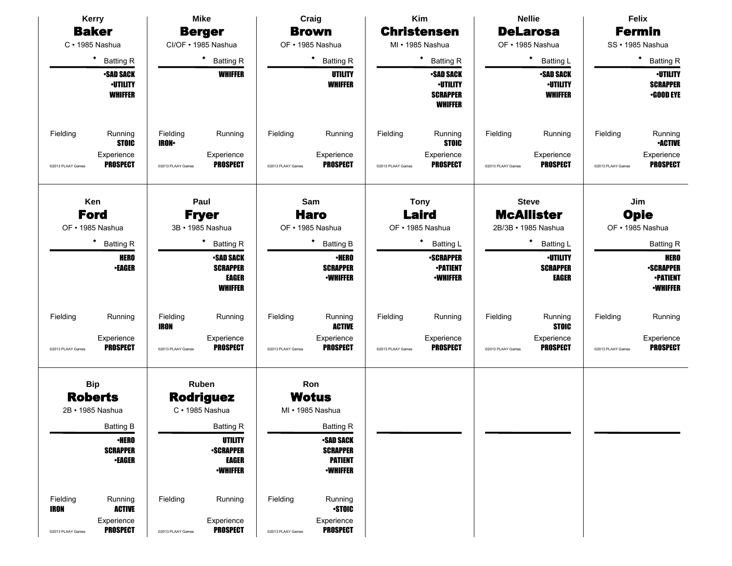## Kerry **Baker**

C • 1985 Nashua

◆ Batting R

•SAD SACK
•UTILITY
WHIFFER

Fielding

Running
STOIC

Experience
PROSPECT

©2013 PLAAY Games

## Mike **Berger**

CI/OF • 1985 Nashua

◆ Batting R

WHIFFER

Fielding
IRON•

Running

Experience
PROSPECT

©2013 PLAAY Games

## Craig **Brown**

OF • 1985 Nashua

◆ Batting R

UTILITY
WHIFFER

Fielding

Running

Experience
PROSPECT

©2013 PLAAY Games

## Kim **Christensen**

MI • 1985 Nashua

◆ Batting R

•SAD SACK
•UTILITY
SCRAPPER
WHIFFER

Fielding

Running
STOIC

Experience
PROSPECT

©2013 PLAAY Games

## Nellie **DeLarosa**

OF • 1985 Nashua

◆ Batting L

•SAD SACK
•UTILITY
WHIFFER

Fielding

Running

Experience
PROSPECT

©2013 PLAAY Games

## Felix **Fermin**

SS • 1985 Nashua

◆ Batting R

•UTILITY
SCRAPPER
•GOOD EYE

Fielding

Running
•ACTIVE

Experience
PROSPECT

©2013 PLAAY Games

## Ken **Ford**

OF • 1985 Nashua

◆ Batting R

HERO
•EAGER

Fielding

Running

Experience
PROSPECT

©2013 PLAAY Games

## Paul **Fryer**

3B • 1985 Nashua

◆ Batting R

•SAD SACK
SCRAPPER
EAGER
WHIFFER

Fielding
IRON

Running

Experience
PROSPECT

©2013 PLAAY Games

## Sam **Haro**

OF • 1985 Nashua

◆ Batting B

•HERO
SCRAPPER
•WHIFFER

Fielding

Running
ACTIVE

Experience
PROSPECT

©2013 PLAAY Games

## Tony **Laird**

OF • 1985 Nashua

◆ Batting L

•SCRAPPER
•PATIENT
•WHIFFER

Fielding

Running

Experience
PROSPECT

©2013 PLAAY Games

## Steve **McAllister**

2B/3B • 1985 Nashua

◆ Batting L

•UTILITY
SCRAPPER
EAGER

Fielding

Running
STOIC

Experience
PROSPECT

©2013 PLAAY Games

## Jim **Opie**

OF • 1985 Nashua

Batting R

HERO
•SCRAPPER
•PATIENT
•WHIFFER

Fielding

Running

Experience
PROSPECT

©2013 PLAAY Games

## Bip **Roberts**

2B • 1985 Nashua

Batting B

•HERO
SCRAPPER
•EAGER

Fielding
IRON

Running
ACTIVE

Experience
PROSPECT

©2013 PLAAY Games

## Ruben **Rodriguez**

C • 1985 Nashua

Batting R

UTILITY
•SCRAPPER
EAGER
•WHIFFER

Fielding

Running

Experience
PROSPECT

©2013 PLAAY Games

## Ron **Wotus**

MI • 1985 Nashua

Batting R

•SAD SACK
SCRAPPER
PATIENT
•WHIFFER

Fielding

Running
•STOIC

Experience
PROSPECT

©2013 PLAAY Games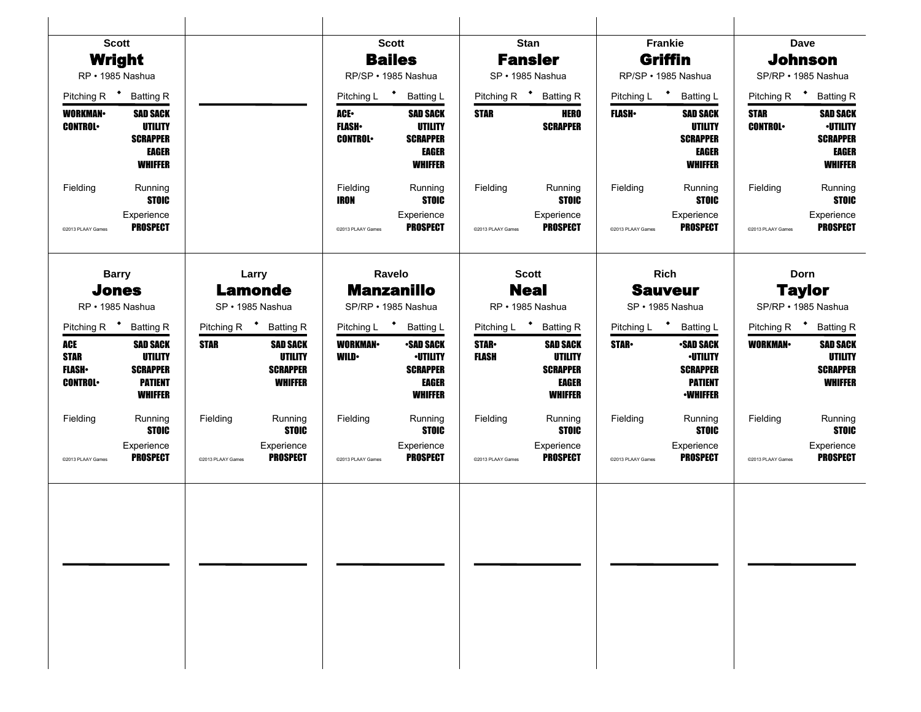## Scott Wright

RP • 1985 Nashua

Pitching R • Batting R

| Pitching | Batting |
|---|---|
| WORKMAN• | SAD SACK |
| CONTROL• | UTILITY |
| | SCRAPPER |
| | EAGER |
| | WHIFFER |

Fielding

Running: STOIC

Experience: PROSPECT

©2013 PLAAY Games

## Scott Bailes

RP/SP • 1985 Nashua

Pitching L • Batting L

| Pitching | Batting |
|---|---|
| ACE• | SAD SACK |
| FLASH• | UTILITY |
| CONTROL• | SCRAPPER |
| | EAGER |
| | WHIFFER |

Fielding: IRON

Running: STOIC

Experience: PROSPECT

©2013 PLAAY Games

## Stan Fansler

SP • 1985 Nashua

Pitching R • Batting R

| Pitching | Batting |
|---|---|
| STAR | HERO |
| | SCRAPPER |

Fielding

Running: STOIC

Experience: PROSPECT

©2013 PLAAY Games

## Frankie Griffin

RP/SP • 1985 Nashua

Pitching L • Batting L

| Pitching | Batting |
|---|---|
| FLASH• | SAD SACK |
| | UTILITY |
| | SCRAPPER |
| | EAGER |
| | WHIFFER |

Fielding

Running: STOIC

Experience: PROSPECT

©2013 PLAAY Games

## Dave Johnson

SP/RP • 1985 Nashua

Pitching R • Batting R

| Pitching | Batting |
|---|---|
| STAR | SAD SACK |
| CONTROL• | •UTILITY |
| | SCRAPPER |
| | EAGER |
| | WHIFFER |

Fielding

Running: STOIC

Experience: PROSPECT

©2013 PLAAY Games

## Barry Jones

RP • 1985 Nashua

Pitching R • Batting R

| Pitching | Batting |
|---|---|
| ACE | SAD SACK |
| STAR | UTILITY |
| FLASH• | SCRAPPER |
| CONTROL• | PATIENT |
| | WHIFFER |

Fielding

Running: STOIC

Experience: PROSPECT

©2013 PLAAY Games

## Larry Lamonde

SP • 1985 Nashua

Pitching R • Batting R

| Pitching | Batting |
|---|---|
| STAR | SAD SACK |
| | UTILITY |
| | SCRAPPER |
| | WHIFFER |

Fielding

Running: STOIC

Experience: PROSPECT

©2013 PLAAY Games

## Ravelo Manzanillo

SP/RP • 1985 Nashua

Pitching L • Batting L

| Pitching | Batting |
|---|---|
| WORKMAN• | •SAD SACK |
| WILD• | •UTILITY |
| | SCRAPPER |
| | EAGER |
| | WHIFFER |

Fielding

Running: STOIC

Experience: PROSPECT

©2013 PLAAY Games

## Scott Neal

RP • 1985 Nashua

Pitching L • Batting R

| Pitching | Batting |
|---|---|
| STAR• | SAD SACK |
| FLASH | UTILITY |
| | SCRAPPER |
| | EAGER |
| | WHIFFER |

Fielding

Running: STOIC

Experience: PROSPECT

©2013 PLAAY Games

## Rich Sauveur

SP • 1985 Nashua

Pitching L • Batting L

| Pitching | Batting |
|---|---|
| STAR• | •SAD SACK |
| | •UTILITY |
| | SCRAPPER |
| | PATIENT |
| | •WHIFFER |

Fielding

Running: STOIC

Experience: PROSPECT

©2013 PLAAY Games

## Dorn Taylor

SP/RP • 1985 Nashua

Pitching R • Batting R

| Pitching | Batting |
|---|---|
| WORKMAN• | SAD SACK |
| | UTILITY |
| | SCRAPPER |
| | WHIFFER |

Fielding

Running: STOIC

Experience: PROSPECT

©2013 PLAAY Games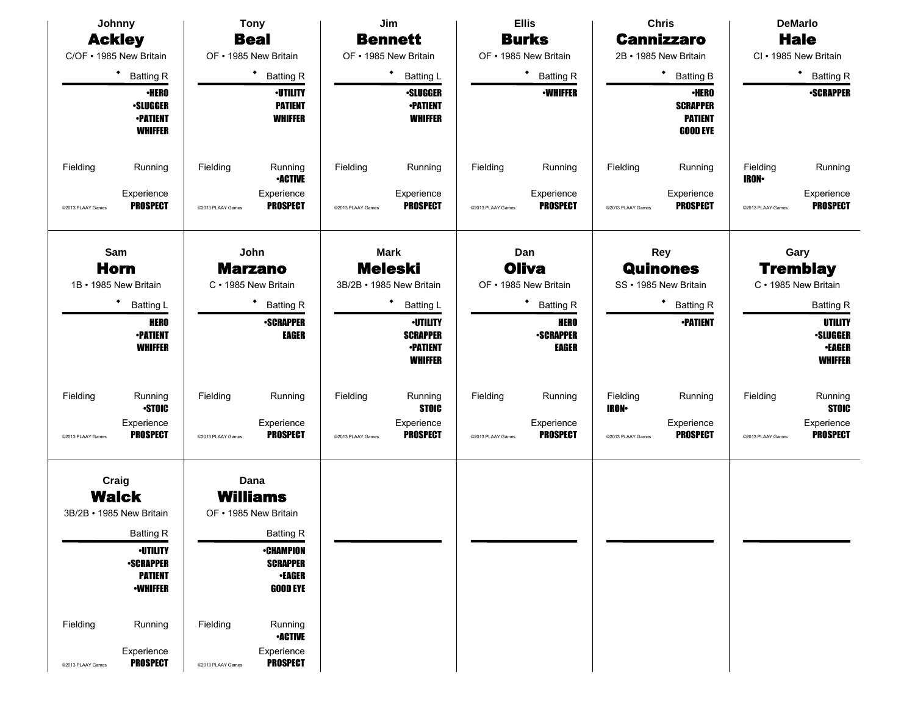## Johnny **Ackley**

C/OF • 1985 New Britain

◆ Batting R

- •HERO
- •SLUGGER
- •PATIENT
- WHIFFER

Fielding

Running

Experience: PROSPECT

©2013 PLAAY Games

---

## Tony **Beal**

OF • 1985 New Britain

◆ Batting R

- •UTILITY
- PATIENT
- WHIFFER

Fielding

Running: •ACTIVE

Experience: PROSPECT

©2013 PLAAY Games

---

## Jim **Bennett**

OF • 1985 New Britain

◆ Batting L

- •SLUGGER
- •PATIENT
- WHIFFER

Fielding

Running

Experience: PROSPECT

©2013 PLAAY Games

---

## Ellis **Burks**

OF • 1985 New Britain

◆ Batting R

- •WHIFFER

Fielding

Running

Experience: PROSPECT

©2013 PLAAY Games

---

## Chris **Cannizzaro**

2B • 1985 New Britain

◆ Batting B

- •HERO
- SCRAPPER
- PATIENT
- GOOD EYE

Fielding

Running

Experience: PROSPECT

©2013 PLAAY Games

---

## DeMarlo **Hale**

CI • 1985 New Britain

◆ Batting R

- •SCRAPPER

Fielding: IRON•

Running

Experience: PROSPECT

©2013 PLAAY Games

---

## Sam **Horn**

1B • 1985 New Britain

◆ Batting L

- HERO
- •PATIENT
- WHIFFER

Fielding

Running: •STOIC

Experience: PROSPECT

©2013 PLAAY Games

---

## John **Marzano**

C • 1985 New Britain

◆ Batting R

- •SCRAPPER
- EAGER

Fielding

Running

Experience: PROSPECT

©2013 PLAAY Games

---

## Mark **Meleski**

3B/2B • 1985 New Britain

◆ Batting L

- •UTILITY
- SCRAPPER
- •PATIENT
- WHIFFER

Fielding

Running: STOIC

Experience: PROSPECT

©2013 PLAAY Games

---

## Dan **Oliva**

OF • 1985 New Britain

◆ Batting R

- HERO
- •SCRAPPER
- EAGER

Fielding

Running

Experience: PROSPECT

©2013 PLAAY Games

---

## Rey **Quinones**

SS • 1985 New Britain

◆ Batting R

- •PATIENT

Fielding: IRON•

Running

Experience: PROSPECT

©2013 PLAAY Games

---

## Gary **Tremblay**

C • 1985 New Britain

Batting R

- UTILITY
- •SLUGGER
- •EAGER
- WHIFFER

Fielding

Running: STOIC

Experience: PROSPECT

©2013 PLAAY Games

---

## Craig **Walck**

3B/2B • 1985 New Britain

Batting R

- •UTILITY
- •SCRAPPER
- PATIENT
- •WHIFFER

Fielding

Running

Experience: PROSPECT

©2013 PLAAY Games

---

## Dana **Williams**

OF • 1985 New Britain

Batting R

- •CHAMPION
- SCRAPPER
- •EAGER
- GOOD EYE

Fielding

Running: •ACTIVE

Experience: PROSPECT

©2013 PLAAY Games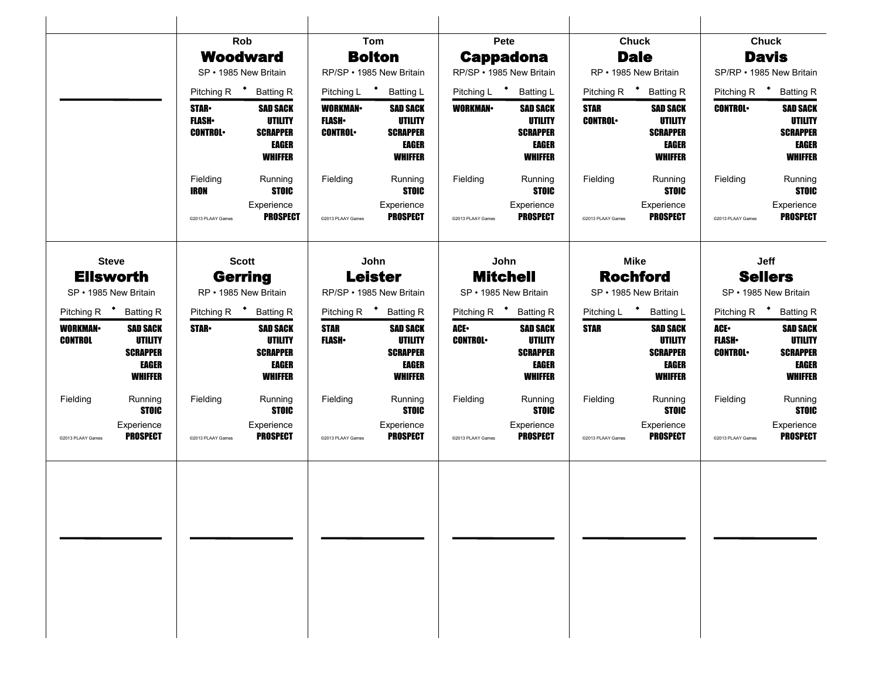## Rob Woodward

SP • 1985 New Britain

| Pitching R | Batting R |
|---|---|
| **STAR•** | **SAD SACK** |
| **FLASH•** | **UTILITY** |
| **CONTROL•** | **SCRAPPER** |
| | **EAGER** |
| | **WHIFFER** |

| Fielding | Running |
|---|---|
| **IRON** | **STOIC** |

Experience: **PROSPECT**

©2013 PLAAY Games

## Tom Bolton

RP/SP • 1985 New Britain

| Pitching L | Batting L |
|---|---|
| **WORKMAN•** | **SAD SACK** |
| **FLASH•** | **UTILITY** |
| **CONTROL•** | **SCRAPPER** |
| | **EAGER** |
| | **WHIFFER** |

| Fielding | Running |
|---|---|
| | **STOIC** |

Experience: **PROSPECT**

©2013 PLAAY Games

## Pete Cappadona

RP/SP • 1985 New Britain

| Pitching L | Batting L |
|---|---|
| **WORKMAN•** | **SAD SACK** |
| | **UTILITY** |
| | **SCRAPPER** |
| | **EAGER** |
| | **WHIFFER** |

| Fielding | Running |
|---|---|
| | **STOIC** |

Experience: **PROSPECT**

©2013 PLAAY Games

## Chuck Dale

RP • 1985 New Britain

| Pitching R | Batting R |
|---|---|
| **STAR** | **SAD SACK** |
| **CONTROL•** | **UTILITY** |
| | **SCRAPPER** |
| | **EAGER** |
| | **WHIFFER** |

| Fielding | Running |
|---|---|
| | **STOIC** |

Experience: **PROSPECT**

©2013 PLAAY Games

## Chuck Davis

SP/RP • 1985 New Britain

| Pitching R | Batting R |
|---|---|
| **CONTROL•** | **SAD SACK** |
| | **UTILITY** |
| | **SCRAPPER** |
| | **EAGER** |
| | **WHIFFER** |

| Fielding | Running |
|---|---|
| | **STOIC** |

Experience: **PROSPECT**

©2013 PLAAY Games

## Steve Ellsworth

SP • 1985 New Britain

| Pitching R | Batting R |
|---|---|
| **WORKMAN•** | **SAD SACK** |
| **CONTROL** | **UTILITY** |
| | **SCRAPPER** |
| | **EAGER** |
| | **WHIFFER** |

| Fielding | Running |
|---|---|
| | **STOIC** |

Experience: **PROSPECT**

©2013 PLAAY Games

## Scott Gerring

RP • 1985 New Britain

| Pitching R | Batting R |
|---|---|
| **STAR•** | **SAD SACK** |
| | **UTILITY** |
| | **SCRAPPER** |
| | **EAGER** |
| | **WHIFFER** |

| Fielding | Running |
|---|---|
| | **STOIC** |

Experience: **PROSPECT**

©2013 PLAAY Games

## John Leister

RP/SP • 1985 New Britain

| Pitching R | Batting R |
|---|---|
| **STAR** | **SAD SACK** |
| **FLASH•** | **UTILITY** |
| | **SCRAPPER** |
| | **EAGER** |
| | **WHIFFER** |

| Fielding | Running |
|---|---|
| | **STOIC** |

Experience: **PROSPECT**

©2013 PLAAY Games

## John Mitchell

SP • 1985 New Britain

| Pitching R | Batting R |
|---|---|
| **ACE•** | **SAD SACK** |
| **CONTROL•** | **UTILITY** |
| | **SCRAPPER** |
| | **EAGER** |
| | **WHIFFER** |

| Fielding | Running |
|---|---|
| | **STOIC** |

Experience: **PROSPECT**

©2013 PLAAY Games

## Mike Rochford

SP • 1985 New Britain

| Pitching L | Batting L |
|---|---|
| **STAR** | **SAD SACK** |
| | **UTILITY** |
| | **SCRAPPER** |
| | **EAGER** |
| | **WHIFFER** |

| Fielding | Running |
|---|---|
| | **STOIC** |

Experience: **PROSPECT**

©2013 PLAAY Games

## Jeff Sellers

SP • 1985 New Britain

| Pitching R | Batting R |
|---|---|
| **ACE•** | **SAD SACK** |
| **FLASH•** | **UTILITY** |
| **CONTROL•** | **SCRAPPER** |
| | **EAGER** |
| | **WHIFFER** |

| Fielding | Running |
|---|---|
| | **STOIC** |

Experience: **PROSPECT**

©2013 PLAAY Games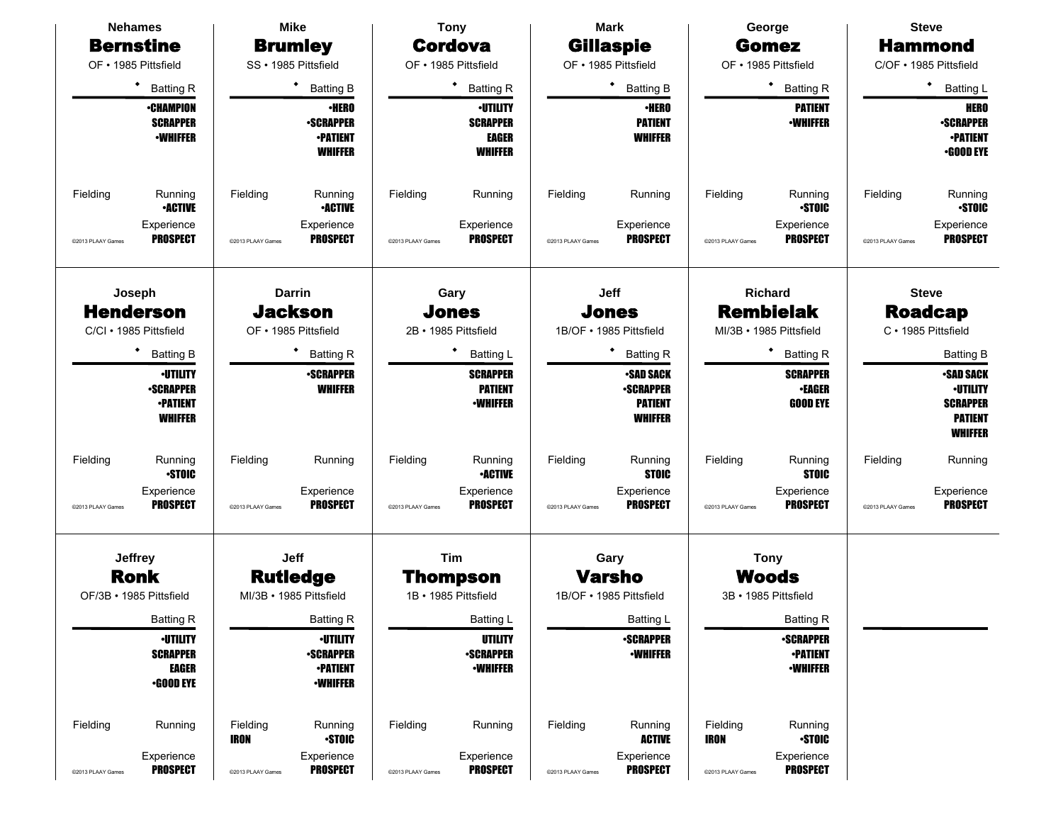## Nehames **Bernstine**

OF • 1985 Pittsfield

• Batting R

•CHAMPION
SCRAPPER
•WHIFFER

Fielding

Running
•ACTIVE

Experience
PROSPECT

©2013 PLAAY Games

## Mike **Brumley**

SS • 1985 Pittsfield

• Batting B

•HERO
•SCRAPPER
•PATIENT
WHIFFER

Fielding

Running
•ACTIVE

Experience
PROSPECT

©2013 PLAAY Games

## Tony **Cordova**

OF • 1985 Pittsfield

• Batting R

•UTILITY
SCRAPPER
EAGER
WHIFFER

Fielding

Running

Experience
PROSPECT

©2013 PLAAY Games

## Mark **Gillaspie**

OF • 1985 Pittsfield

• Batting B

•HERO
PATIENT
WHIFFER

Fielding

Running

Experience
PROSPECT

©2013 PLAAY Games

## George **Gomez**

OF • 1985 Pittsfield

• Batting R

PATIENT
•WHIFFER

Fielding

Running
•STOIC

Experience
PROSPECT

©2013 PLAAY Games

## Steve **Hammond**

C/OF • 1985 Pittsfield

• Batting L

HERO
•SCRAPPER
•PATIENT
•GOOD EYE

Fielding

Running
•STOIC

Experience
PROSPECT

©2013 PLAAY Games

## Joseph **Henderson**

C/CI • 1985 Pittsfield

• Batting B

•UTILITY
•SCRAPPER
•PATIENT
WHIFFER

Fielding

Running
•STOIC

Experience
PROSPECT

©2013 PLAAY Games

## Darrin **Jackson**

OF • 1985 Pittsfield

• Batting R

•SCRAPPER
WHIFFER

Fielding

Running

Experience
PROSPECT

©2013 PLAAY Games

## Gary **Jones**

2B • 1985 Pittsfield

• Batting L

SCRAPPER
PATIENT
•WHIFFER

Fielding

Running
•ACTIVE

Experience
PROSPECT

©2013 PLAAY Games

## Jeff **Jones**

1B/OF • 1985 Pittsfield

• Batting R

•SAD SACK
•SCRAPPER
PATIENT
WHIFFER

Fielding

Running
STOIC

Experience
PROSPECT

©2013 PLAAY Games

## Richard **Rembielak**

MI/3B • 1985 Pittsfield

• Batting R

SCRAPPER
•EAGER
GOOD EYE

Fielding

Running
STOIC

Experience
PROSPECT

©2013 PLAAY Games

## Steve **Roadcap**

C • 1985 Pittsfield

Batting B

•SAD SACK
•UTILITY
SCRAPPER
PATIENT
WHIFFER

Fielding

Running

Experience
PROSPECT

©2013 PLAAY Games

## Jeffrey **Ronk**

OF/3B • 1985 Pittsfield

Batting R

•UTILITY
SCRAPPER
EAGER
•GOOD EYE

Fielding

Running

Experience
PROSPECT

©2013 PLAAY Games

## Jeff **Rutledge**

MI/3B • 1985 Pittsfield

Batting R

•UTILITY
•SCRAPPER
•PATIENT
•WHIFFER

Fielding
IRON

Running
•STOIC

Experience
PROSPECT

©2013 PLAAY Games

## Tim **Thompson**

1B • 1985 Pittsfield

Batting L

UTILITY
•SCRAPPER
•WHIFFER

Fielding

Running

Experience
PROSPECT

©2013 PLAAY Games

## Gary **Varsho**

1B/OF • 1985 Pittsfield

Batting L

•SCRAPPER
•WHIFFER

Fielding

Running
ACTIVE

Experience
PROSPECT

©2013 PLAAY Games

## Tony **Woods**

3B • 1985 Pittsfield

Batting R

•SCRAPPER
•PATIENT
•WHIFFER

Fielding
IRON

Running
•STOIC

Experience
PROSPECT

©2013 PLAAY Games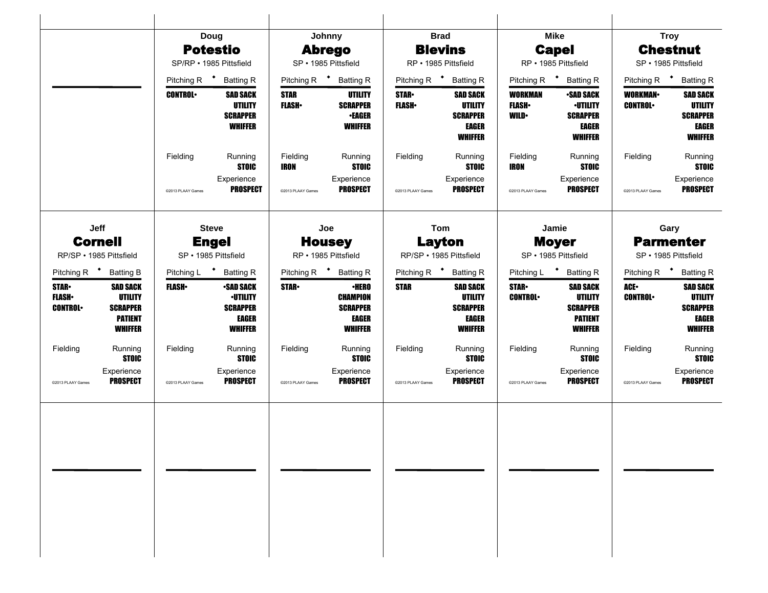## Doug **Potestio**

SP/RP • 1985 Pittsfield

| Pitching R | Batting R |
|---|---|
| CONTROL• | SAD SACK |
| | UTILITY |
| | SCRAPPER |
| | WHIFFER |

Fielding | Running: STOIC

Experience: PROSPECT

©2013 PLAAY Games

## Johnny **Abrego**

SP • 1985 Pittsfield

| Pitching R | Batting R |
|---|---|
| STAR | UTILITY |
| FLASH• | SCRAPPER |
| | •EAGER |
| | WHIFFER |

Fielding: IRON | Running: STOIC

Experience: PROSPECT

©2013 PLAAY Games

## Brad **Blevins**

RP • 1985 Pittsfield

| Pitching R | Batting R |
|---|---|
| STAR• | SAD SACK |
| FLASH• | UTILITY |
| | SCRAPPER |
| | EAGER |
| | WHIFFER |

Fielding | Running: STOIC

Experience: PROSPECT

©2013 PLAAY Games

## Mike **Capel**

RP • 1985 Pittsfield

| Pitching R | Batting R |
|---|---|
| WORKMAN | •SAD SACK |
| FLASH• | •UTILITY |
| WILD• | SCRAPPER |
| | EAGER |
| | WHIFFER |

Fielding: IRON | Running: STOIC

Experience: PROSPECT

©2013 PLAAY Games

## Troy **Chestnut**

SP • 1985 Pittsfield

| Pitching R | Batting R |
|---|---|
| WORKMAN• | SAD SACK |
| CONTROL• | UTILITY |
| | SCRAPPER |
| | EAGER |
| | WHIFFER |

Fielding | Running: STOIC

Experience: PROSPECT

©2013 PLAAY Games

## Jeff **Cornell**

RP/SP • 1985 Pittsfield

| Pitching R | Batting B |
|---|---|
| STAR• | SAD SACK |
| FLASH• | UTILITY |
| CONTROL• | SCRAPPER |
| | PATIENT |
| | WHIFFER |

Fielding | Running: STOIC

Experience: PROSPECT

©2013 PLAAY Games

## Steve **Engel**

SP • 1985 Pittsfield

| Pitching L | Batting R |
|---|---|
| FLASH• | •SAD SACK |
| | •UTILITY |
| | SCRAPPER |
| | EAGER |
| | WHIFFER |

Fielding | Running: STOIC

Experience: PROSPECT

©2013 PLAAY Games

## Joe **Housey**

RP • 1985 Pittsfield

| Pitching R | Batting R |
|---|---|
| STAR• | •HERO |
| | CHAMPION |
| | SCRAPPER |
| | EAGER |
| | WHIFFER |

Fielding | Running: STOIC

Experience: PROSPECT

©2013 PLAAY Games

## Tom **Layton**

RP/SP • 1985 Pittsfield

| Pitching R | Batting R |
|---|---|
| STAR | SAD SACK |
| | UTILITY |
| | SCRAPPER |
| | EAGER |
| | WHIFFER |

Fielding | Running: STOIC

Experience: PROSPECT

©2013 PLAAY Games

## Jamie **Moyer**

SP • 1985 Pittsfield

| Pitching L | Batting R |
|---|---|
| STAR• | SAD SACK |
| CONTROL• | UTILITY |
| | SCRAPPER |
| | PATIENT |
| | WHIFFER |

Fielding | Running: STOIC

Experience: PROSPECT

©2013 PLAAY Games

## Gary **Parmenter**

SP • 1985 Pittsfield

| Pitching R | Batting R |
|---|---|
| ACE• | SAD SACK |
| CONTROL• | UTILITY |
| | SCRAPPER |
| | EAGER |
| | WHIFFER |

Fielding | Running: STOIC

Experience: PROSPECT

©2013 PLAAY Games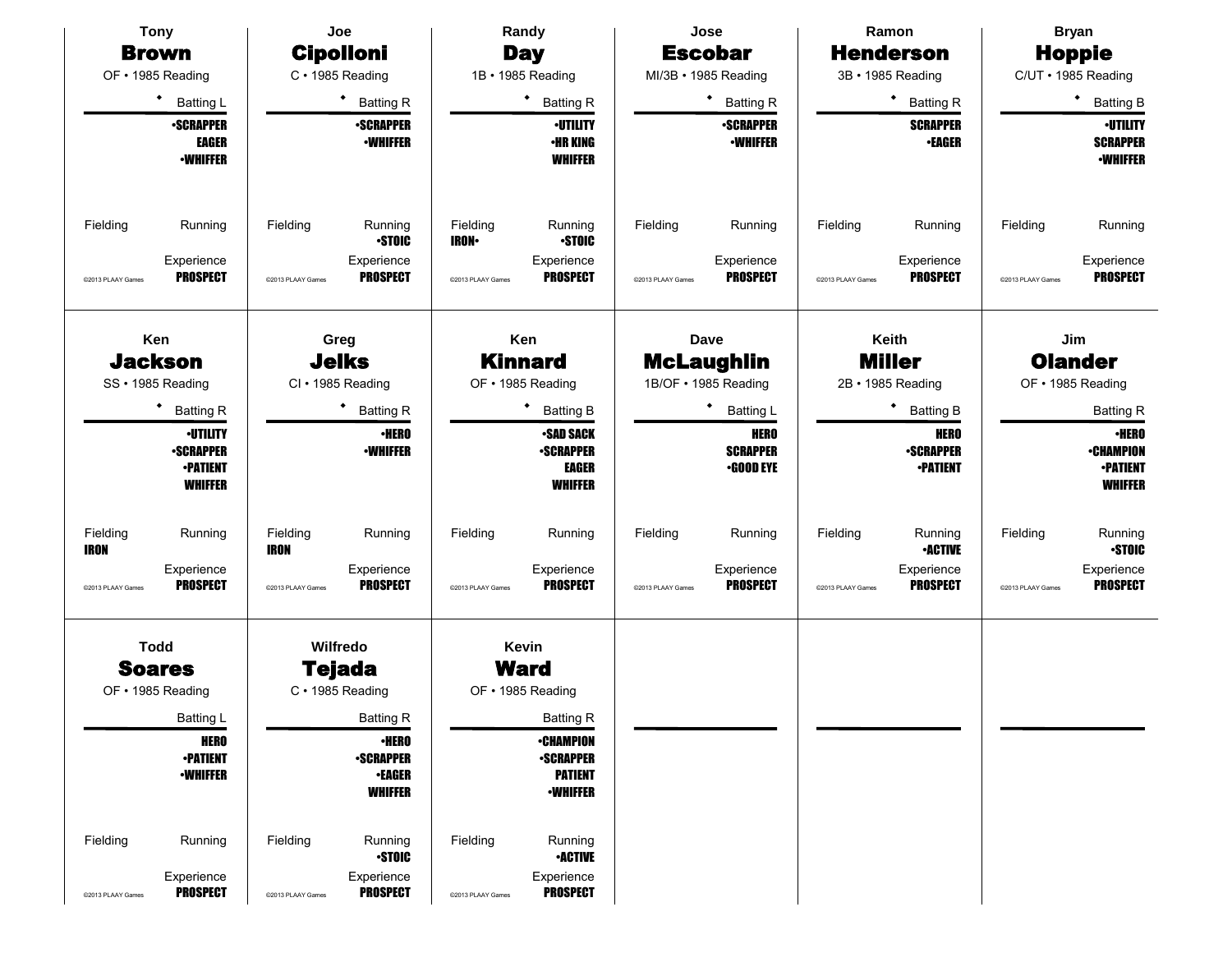## Tony Brown

OF • 1985 Reading

◆ Batting L

- •SCRAPPER
- EAGER
- •WHIFFER

Fielding

Running

Experience: **PROSPECT**

©2013 PLAAY Games

## Joe Cipolloni

C • 1985 Reading

◆ Batting R

- •SCRAPPER
- •WHIFFER

Fielding

Running: **•STOIC**

Experience: **PROSPECT**

©2013 PLAAY Games

## Randy Day

1B • 1985 Reading

◆ Batting R

- •UTILITY
- •HR KING
- WHIFFER

Fielding: **IRON•**

Running: **•STOIC**

Experience: **PROSPECT**

©2013 PLAAY Games

## Jose Escobar

MI/3B • 1985 Reading

◆ Batting R

- •SCRAPPER
- •WHIFFER

Fielding

Running

Experience: **PROSPECT**

©2013 PLAAY Games

## Ramon Henderson

3B • 1985 Reading

◆ Batting R

- SCRAPPER
- •EAGER

Fielding

Running

Experience: **PROSPECT**

©2013 PLAAY Games

## Bryan Hoppie

C/UT • 1985 Reading

◆ Batting B

- •UTILITY
- SCRAPPER
- •WHIFFER

Fielding

Running

Experience: **PROSPECT**

©2013 PLAAY Games

## Ken Jackson

SS • 1985 Reading

◆ Batting R

- •UTILITY
- •SCRAPPER
- •PATIENT
- WHIFFER

Fielding: **IRON**

Running

Experience: **PROSPECT**

©2013 PLAAY Games

## Greg Jelks

CI • 1985 Reading

◆ Batting R

- •HERO
- •WHIFFER

Fielding: **IRON**

Running

Experience: **PROSPECT**

©2013 PLAAY Games

## Ken Kinnard

OF • 1985 Reading

◆ Batting B

- •SAD SACK
- •SCRAPPER
- EAGER
- WHIFFER

Fielding

Running

Experience: **PROSPECT**

©2013 PLAAY Games

## Dave McLaughlin

1B/OF • 1985 Reading

◆ Batting L

- HERO
- SCRAPPER
- •GOOD EYE

Fielding

Running

Experience: **PROSPECT**

©2013 PLAAY Games

## Keith Miller

2B • 1985 Reading

◆ Batting B

- HERO
- •SCRAPPER
- •PATIENT

Fielding

Running: **•ACTIVE**

Experience: **PROSPECT**

©2013 PLAAY Games

## Jim Olander

OF • 1985 Reading

Batting R

- •HERO
- •CHAMPION
- •PATIENT
- WHIFFER

Fielding

Running: **•STOIC**

Experience: **PROSPECT**

©2013 PLAAY Games

## Todd Soares

OF • 1985 Reading

Batting L

- HERO
- •PATIENT
- •WHIFFER

Fielding

Running

Experience: **PROSPECT**

©2013 PLAAY Games

## Wilfredo Tejada

C • 1985 Reading

Batting R

- •HERO
- •SCRAPPER
- •EAGER
- WHIFFER

Fielding

Running: **•STOIC**

Experience: **PROSPECT**

©2013 PLAAY Games

## Kevin Ward

OF • 1985 Reading

Batting R

- •CHAMPION
- •SCRAPPER
- PATIENT
- •WHIFFER

Fielding

Running: **•ACTIVE**

Experience: **PROSPECT**

©2013 PLAAY Games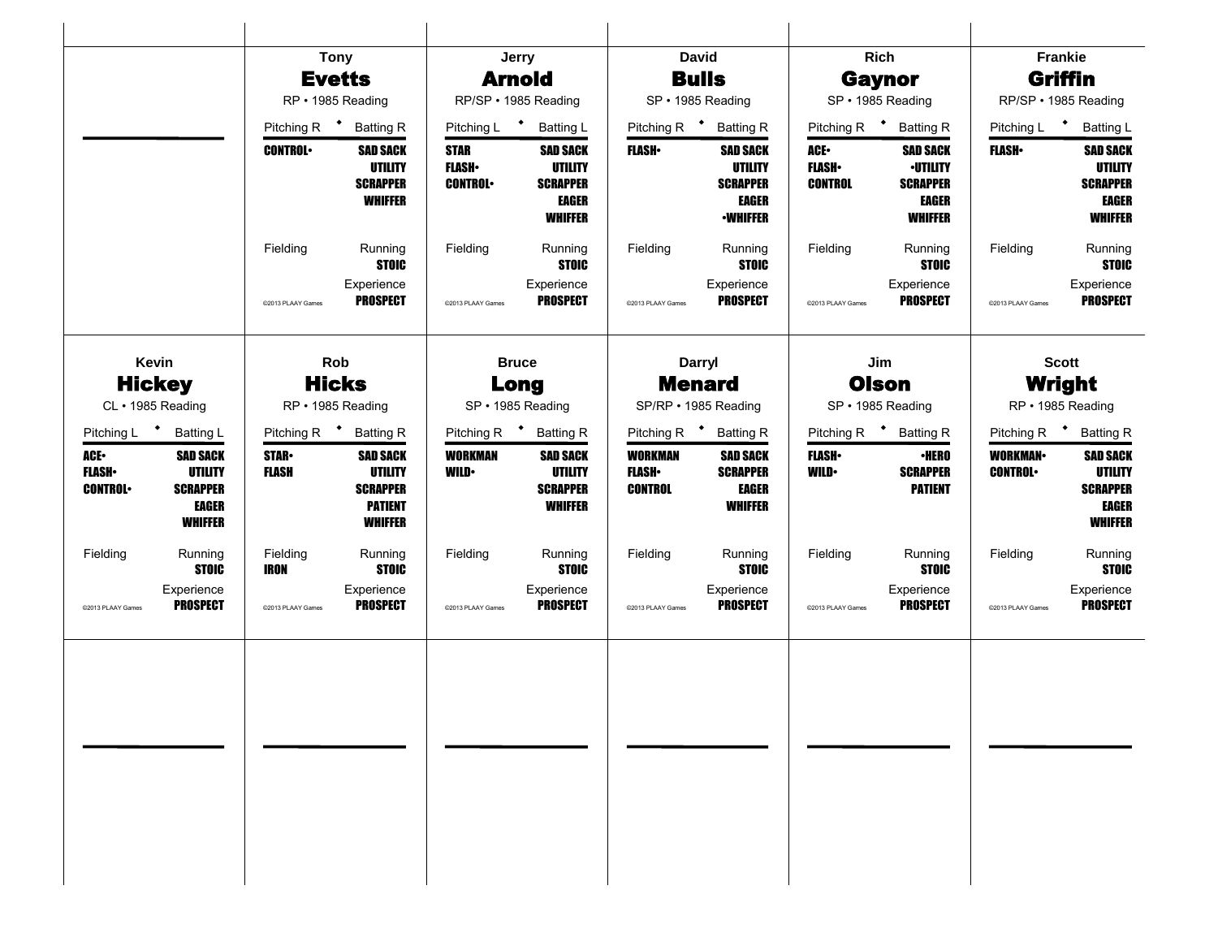## Tony Evetts

RP • 1985 Reading

| Pitching R | Batting R |
|---|---|
| CONTROL• | SAD SACK |
| | UTILITY |
| | SCRAPPER |
| | WHIFFER |

Fielding | Running: STOIC

Experience: PROSPECT

©2013 PLAAY Games

## Jerry Arnold

RP/SP • 1985 Reading

| Pitching L | Batting L |
|---|---|
| STAR | SAD SACK |
| FLASH• | UTILITY |
| CONTROL• | SCRAPPER |
| | EAGER |
| | WHIFFER |

Fielding | Running: STOIC

Experience: PROSPECT

©2013 PLAAY Games

## David Bulls

SP • 1985 Reading

| Pitching R | Batting R |
|---|---|
| FLASH• | SAD SACK |
| | UTILITY |
| | SCRAPPER |
| | EAGER |
| | •WHIFFER |

Fielding | Running: STOIC

Experience: PROSPECT

©2013 PLAAY Games

## Rich Gaynor

SP • 1985 Reading

| Pitching R | Batting R |
|---|---|
| ACE• | SAD SACK |
| FLASH• | •UTILITY |
| CONTROL | SCRAPPER |
| | EAGER |
| | WHIFFER |

Fielding | Running: STOIC

Experience: PROSPECT

©2013 PLAAY Games

## Frankie Griffin

RP/SP • 1985 Reading

| Pitching L | Batting L |
|---|---|
| FLASH• | SAD SACK |
| | UTILITY |
| | SCRAPPER |
| | EAGER |
| | WHIFFER |

Fielding | Running: STOIC

Experience: PROSPECT

©2013 PLAAY Games

## Kevin Hickey

CL • 1985 Reading

| Pitching L | Batting L |
|---|---|
| ACE• | SAD SACK |
| FLASH• | UTILITY |
| CONTROL• | SCRAPPER |
| | EAGER |
| | WHIFFER |

Fielding | Running: STOIC

Experience: PROSPECT

©2013 PLAAY Games

## Rob Hicks

RP • 1985 Reading

| Pitching R | Batting R |
|---|---|
| STAR• | SAD SACK |
| FLASH | UTILITY |
| | SCRAPPER |
| | PATIENT |
| | WHIFFER |

Fielding: IRON | Running: STOIC

Experience: PROSPECT

©2013 PLAAY Games

## Bruce Long

SP • 1985 Reading

| Pitching R | Batting R |
|---|---|
| WORKMAN | SAD SACK |
| WILD• | UTILITY |
| | SCRAPPER |
| | WHIFFER |

Fielding | Running: STOIC

Experience: PROSPECT

©2013 PLAAY Games

## Darryl Menard

SP/RP • 1985 Reading

| Pitching R | Batting R |
|---|---|
| WORKMAN | SAD SACK |
| FLASH• | SCRAPPER |
| CONTROL | EAGER |
| | WHIFFER |

Fielding | Running: STOIC

Experience: PROSPECT

©2013 PLAAY Games

## Jim Olson

SP • 1985 Reading

| Pitching R | Batting R |
|---|---|
| FLASH• | •HERO |
| WILD• | SCRAPPER |
| | PATIENT |

Fielding | Running: STOIC

Experience: PROSPECT

©2013 PLAAY Games

## Scott Wright

RP • 1985 Reading

| Pitching R | Batting R |
|---|---|
| WORKMAN• | SAD SACK |
| CONTROL• | UTILITY |
| | SCRAPPER |
| | EAGER |
| | WHIFFER |

Fielding | Running: STOIC

Experience: PROSPECT

©2013 PLAAY Games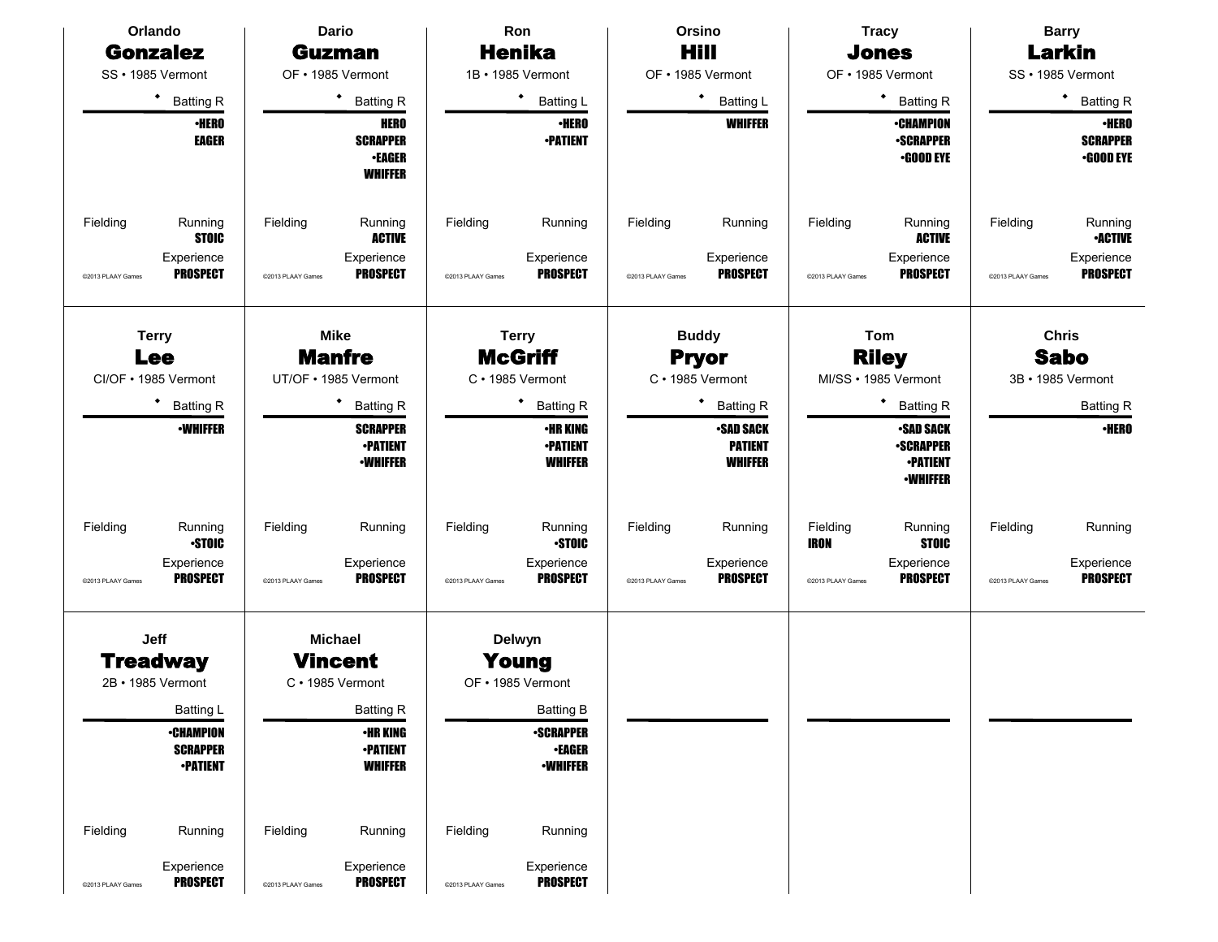**Orlando**
## Gonzalez
SS • 1985 Vermont

◆ Batting R

•HERO
EAGER

Fielding | Running: STOIC
Experience: PROSPECT

©2013 PLAAY Games

---

**Dario**
## Guzman
OF • 1985 Vermont

◆ Batting R

HERO
SCRAPPER
•EAGER
WHIFFER

Fielding | Running: ACTIVE
Experience: PROSPECT

©2013 PLAAY Games

---

**Ron**
## Henika
1B • 1985 Vermont

◆ Batting L

•HERO
•PATIENT

Fielding | Running
Experience: PROSPECT

©2013 PLAAY Games

---

**Orsino**
## Hill
OF • 1985 Vermont

◆ Batting L

WHIFFER

Fielding | Running
Experience: PROSPECT

©2013 PLAAY Games

---

**Tracy**
## Jones
OF • 1985 Vermont

◆ Batting R

•CHAMPION
•SCRAPPER
•GOOD EYE

Fielding | Running: ACTIVE
Experience: PROSPECT

©2013 PLAAY Games

---

**Barry**
## Larkin
SS • 1985 Vermont

◆ Batting R

•HERO
SCRAPPER
•GOOD EYE

Fielding | Running: •ACTIVE
Experience: PROSPECT

©2013 PLAAY Games

---

**Terry**
## Lee
CI/OF • 1985 Vermont

◆ Batting R

•WHIFFER

Fielding | Running: •STOIC
Experience: PROSPECT

©2013 PLAAY Games

---

**Mike**
## Manfre
UT/OF • 1985 Vermont

◆ Batting R

SCRAPPER
•PATIENT
•WHIFFER

Fielding | Running
Experience: PROSPECT

©2013 PLAAY Games

---

**Terry**
## McGriff
C • 1985 Vermont

◆ Batting R

•HR KING
•PATIENT
WHIFFER

Fielding | Running: •STOIC
Experience: PROSPECT

©2013 PLAAY Games

---

**Buddy**
## Pryor
C • 1985 Vermont

◆ Batting R

•SAD SACK
PATIENT
WHIFFER

Fielding | Running
Experience: PROSPECT

©2013 PLAAY Games

---

**Tom**
## Riley
MI/SS • 1985 Vermont

◆ Batting R

•SAD SACK
•SCRAPPER
•PATIENT
•WHIFFER

Fielding: IRON | Running: STOIC
Experience: PROSPECT

©2013 PLAAY Games

---

**Chris**
## Sabo
3B • 1985 Vermont

Batting R

•HERO

Fielding | Running
Experience: PROSPECT

©2013 PLAAY Games

---

**Jeff**
## Treadway
2B • 1985 Vermont

Batting L

•CHAMPION
SCRAPPER
•PATIENT

Fielding | Running
Experience: PROSPECT

©2013 PLAAY Games

---

**Michael**
## Vincent
C • 1985 Vermont

Batting R

•HR KING
•PATIENT
WHIFFER

Fielding | Running
Experience: PROSPECT

©2013 PLAAY Games

---

**Delwyn**
## Young
OF • 1985 Vermont

Batting B

•SCRAPPER
•EAGER
•WHIFFER

Fielding | Running
Experience: PROSPECT

©2013 PLAAY Games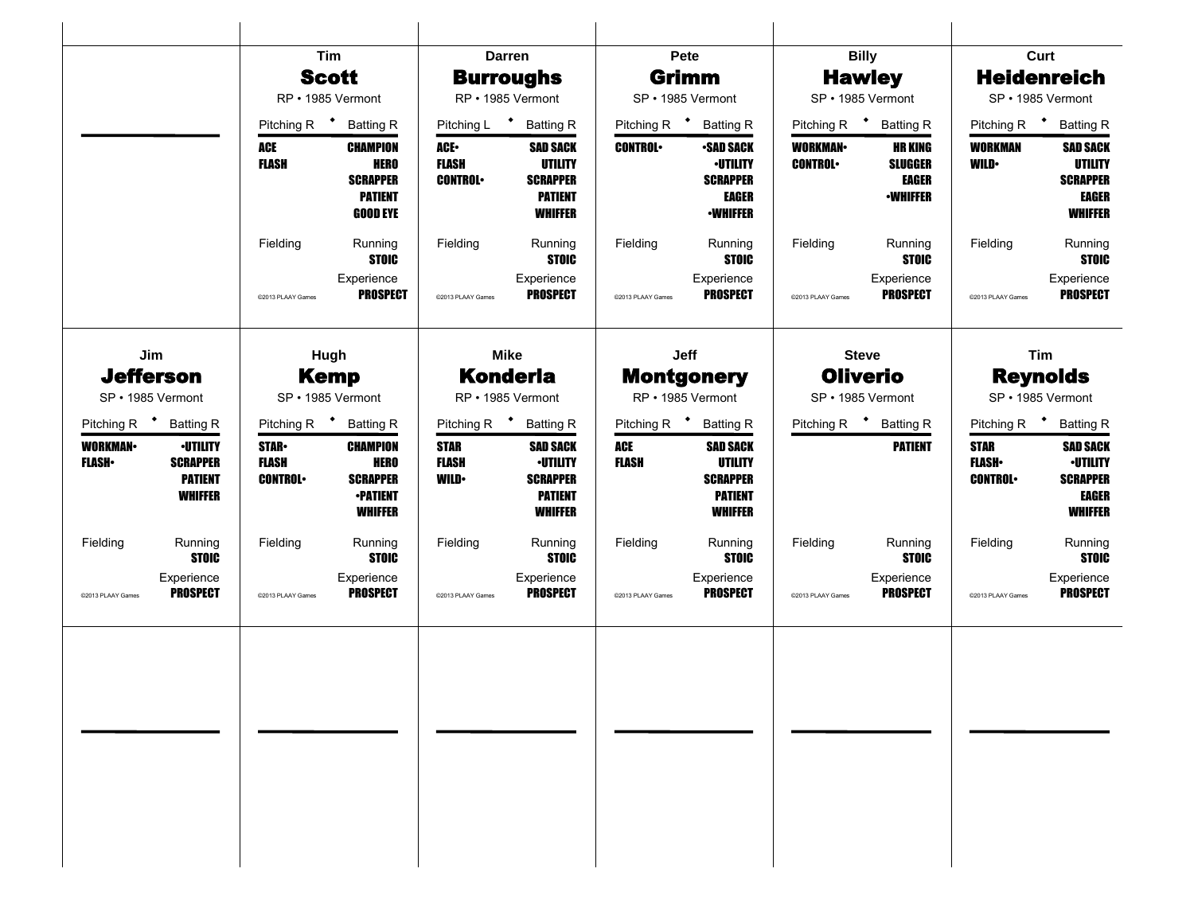Tim
## Scott
RP • 1985 Vermont

Pitching R • Batting R

| Pitching | Batting |
|---|---|
| ACE | CHAMPION |
| FLASH | HERO |
| | SCRAPPER |
| | PATIENT |
| | GOOD EYE |

Fielding

Running: STOIC

Experience: PROSPECT

©2013 PLAAY Games

Darren
## Burroughs
RP • 1985 Vermont

Pitching L • Batting R

| Pitching | Batting |
|---|---|
| ACE• | SAD SACK |
| FLASH | UTILITY |
| CONTROL• | SCRAPPER |
| | PATIENT |
| | WHIFFER |

Fielding

Running: STOIC

Experience: PROSPECT

©2013 PLAAY Games

Pete
## Grimm
SP • 1985 Vermont

Pitching R • Batting R

| Pitching | Batting |
|---|---|
| CONTROL• | •SAD SACK |
| | •UTILITY |
| | SCRAPPER |
| | EAGER |
| | •WHIFFER |

Fielding

Running: STOIC

Experience: PROSPECT

©2013 PLAAY Games

Billy
## Hawley
SP • 1985 Vermont

Pitching R • Batting R

| Pitching | Batting |
|---|---|
| WORKMAN• | HR KING |
| CONTROL• | SLUGGER |
| | EAGER |
| | •WHIFFER |

Fielding

Running: STOIC

Experience: PROSPECT

©2013 PLAAY Games

Curt
## Heidenreich
SP • 1985 Vermont

Pitching R • Batting R

| Pitching | Batting |
|---|---|
| WORKMAN | SAD SACK |
| WILD• | UTILITY |
| | SCRAPPER |
| | EAGER |
| | WHIFFER |

Fielding

Running: STOIC

Experience: PROSPECT

©2013 PLAAY Games

Jim
## Jefferson
SP • 1985 Vermont

Pitching R • Batting R

| Pitching | Batting |
|---|---|
| WORKMAN• | •UTILITY |
| FLASH• | SCRAPPER |
| | PATIENT |
| | WHIFFER |

Fielding

Running: STOIC

Experience: PROSPECT

©2013 PLAAY Games

Hugh
## Kemp
SP • 1985 Vermont

Pitching R • Batting R

| Pitching | Batting |
|---|---|
| STAR• | CHAMPION |
| FLASH | HERO |
| CONTROL• | SCRAPPER |
| | •PATIENT |
| | WHIFFER |

Fielding

Running: STOIC

Experience: PROSPECT

©2013 PLAAY Games

Mike
## Konderla
RP • 1985 Vermont

Pitching R • Batting R

| Pitching | Batting |
|---|---|
| STAR | SAD SACK |
| FLASH | •UTILITY |
| WILD• | SCRAPPER |
| | PATIENT |
| | WHIFFER |

Fielding

Running: STOIC

Experience: PROSPECT

©2013 PLAAY Games

Jeff
## Montgonery
RP • 1985 Vermont

Pitching R • Batting R

| Pitching | Batting |
|---|---|
| ACE | SAD SACK |
| FLASH | UTILITY |
| | SCRAPPER |
| | PATIENT |
| | WHIFFER |

Fielding

Running: STOIC

Experience: PROSPECT

©2013 PLAAY Games

Steve
## Oliverio
SP • 1985 Vermont

Pitching R • Batting R

| Pitching | Batting |
|---|---|
| | PATIENT |

Fielding

Running: STOIC

Experience: PROSPECT

©2013 PLAAY Games

Tim
## Reynolds
SP • 1985 Vermont

Pitching R • Batting R

| Pitching | Batting |
|---|---|
| STAR | SAD SACK |
| FLASH• | •UTILITY |
| CONTROL• | SCRAPPER |
| | EAGER |
| | WHIFFER |

Fielding

Running: STOIC

Experience: PROSPECT

©2013 PLAAY Games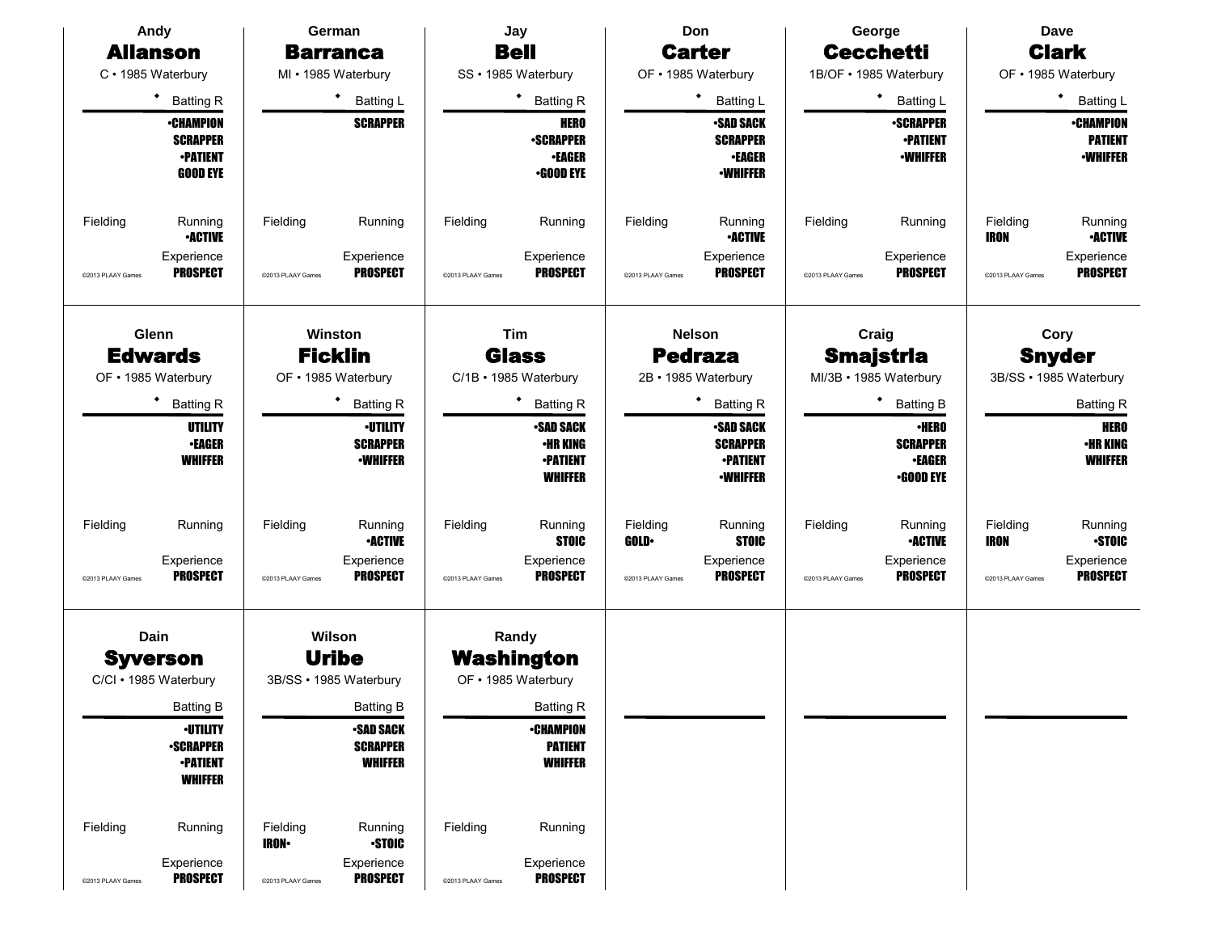## Andy Allanson

C • 1985 Waterbury

◆ Batting R

•CHAMPION
SCRAPPER
•PATIENT
GOOD EYE

Fielding

Running
•ACTIVE

Experience
PROSPECT

©2013 PLAAY Games

## German Barranca

MI • 1985 Waterbury

◆ Batting L

SCRAPPER

Fielding

Running

Experience
PROSPECT

©2013 PLAAY Games

## Jay Bell

SS • 1985 Waterbury

◆ Batting R

HERO
•SCRAPPER
•EAGER
•GOOD EYE

Fielding

Running

Experience
PROSPECT

©2013 PLAAY Games

## Don Carter

OF • 1985 Waterbury

◆ Batting L

•SAD SACK
SCRAPPER
•EAGER
•WHIFFER

Fielding

Running
•ACTIVE

Experience
PROSPECT

©2013 PLAAY Games

## George Cecchetti

1B/OF • 1985 Waterbury

◆ Batting L

•SCRAPPER
•PATIENT
•WHIFFER

Fielding

Running

Experience
PROSPECT

©2013 PLAAY Games

## Dave Clark

OF • 1985 Waterbury

◆ Batting L

•CHAMPION
PATIENT
•WHIFFER

Fielding
IRON

Running
•ACTIVE

Experience
PROSPECT

©2013 PLAAY Games

## Glenn Edwards

OF • 1985 Waterbury

◆ Batting R

UTILITY
•EAGER
WHIFFER

Fielding

Running

Experience
PROSPECT

©2013 PLAAY Games

## Winston Ficklin

OF • 1985 Waterbury

◆ Batting R

•UTILITY
SCRAPPER
•WHIFFER

Fielding

Running
•ACTIVE

Experience
PROSPECT

©2013 PLAAY Games

## Tim Glass

C/1B • 1985 Waterbury

◆ Batting R

•SAD SACK
•HR KING
•PATIENT
WHIFFER

Fielding

Running
STOIC

Experience
PROSPECT

©2013 PLAAY Games

## Nelson Pedraza

2B • 1985 Waterbury

◆ Batting R

•SAD SACK
SCRAPPER
•PATIENT
•WHIFFER

Fielding
GOLD•

Running
STOIC

Experience
PROSPECT

©2013 PLAAY Games

## Craig Smajstrla

MI/3B • 1985 Waterbury

◆ Batting B

•HERO
SCRAPPER
•EAGER
•GOOD EYE

Fielding

Running
•ACTIVE

Experience
PROSPECT

©2013 PLAAY Games

## Cory Snyder

3B/SS • 1985 Waterbury

Batting R

HERO
•HR KING
WHIFFER

Fielding
IRON

Running
•STOIC

Experience
PROSPECT

©2013 PLAAY Games

## Dain Syverson

C/CI • 1985 Waterbury

Batting B

•UTILITY
•SCRAPPER
•PATIENT
WHIFFER

Fielding

Running

Experience
PROSPECT

©2013 PLAAY Games

## Wilson Uribe

3B/SS • 1985 Waterbury

Batting B

•SAD SACK
SCRAPPER
WHIFFER

Fielding
IRON•

Running
•STOIC

Experience
PROSPECT

©2013 PLAAY Games

## Randy Washington

OF • 1985 Waterbury

Batting R

•CHAMPION
PATIENT
WHIFFER

Fielding

Running

Experience
PROSPECT

©2013 PLAAY Games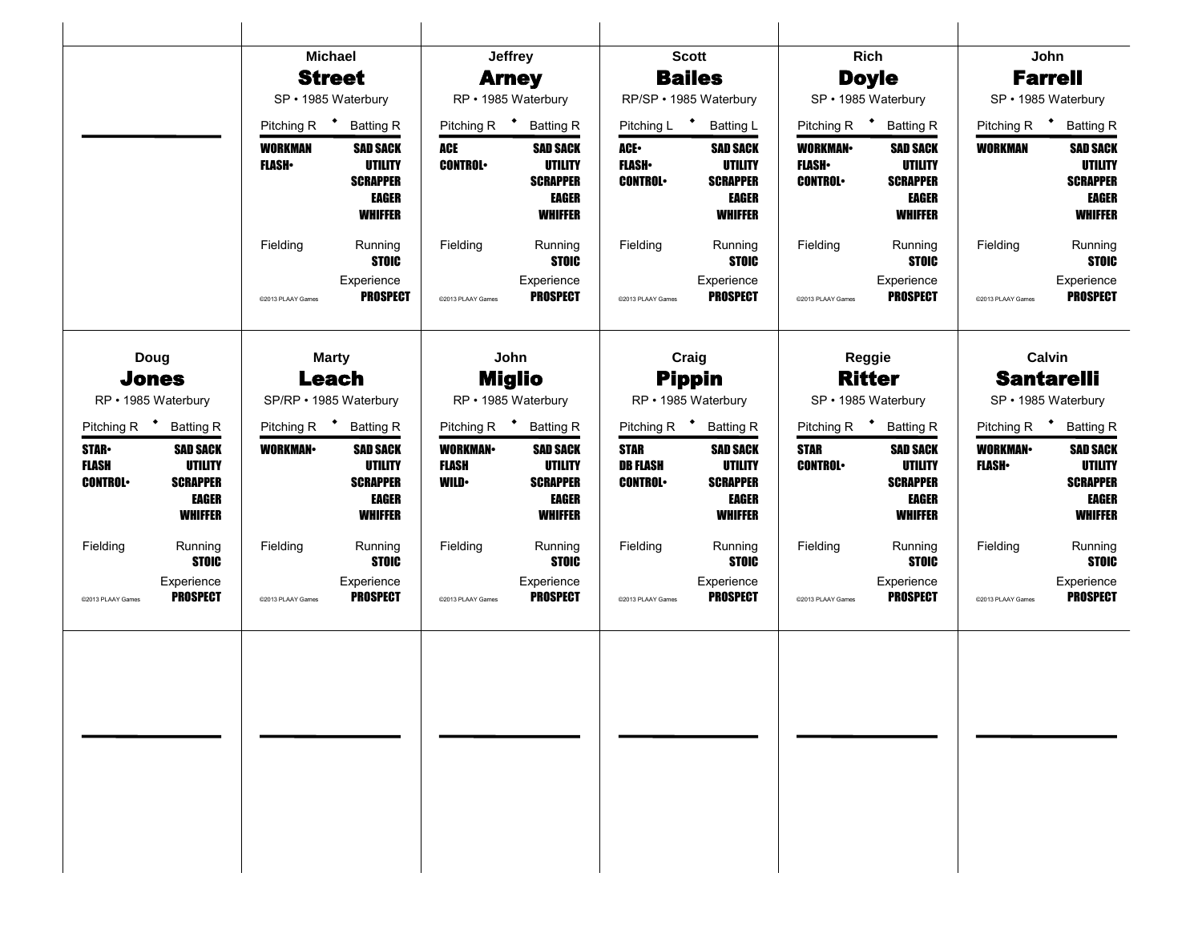Michael
## Street
SP • 1985 Waterbury

Pitching R • Batting R

**WORKMAN**
**FLASH•**

**SAD SACK**
**UTILITY**
**SCRAPPER**
**EAGER**
**WHIFFER**

Fielding

Running
**STOIC**

Experience
**PROSPECT**

©2013 PLAAY Games

---

Jeffrey
## Arney
RP • 1985 Waterbury

Pitching R • Batting R

**ACE**
**CONTROL•**

**SAD SACK**
**UTILITY**
**SCRAPPER**
**EAGER**
**WHIFFER**

Fielding

Running
**STOIC**

Experience
**PROSPECT**

©2013 PLAAY Games

---

Scott
## Bailes
RP/SP • 1985 Waterbury

Pitching L • Batting L

**ACE•**
**FLASH•**
**CONTROL•**

**SAD SACK**
**UTILITY**
**SCRAPPER**
**EAGER**
**WHIFFER**

Fielding

Running
**STOIC**

Experience
**PROSPECT**

©2013 PLAAY Games

---

Rich
## Doyle
SP • 1985 Waterbury

Pitching R • Batting R

**WORKMAN•**
**FLASH•**
**CONTROL•**

**SAD SACK**
**UTILITY**
**SCRAPPER**
**EAGER**
**WHIFFER**

Fielding

Running
**STOIC**

Experience
**PROSPECT**

©2013 PLAAY Games

---

John
## Farrell
SP • 1985 Waterbury

Pitching R • Batting R

**WORKMAN**

**SAD SACK**
**UTILITY**
**SCRAPPER**
**EAGER**
**WHIFFER**

Fielding

Running
**STOIC**

Experience
**PROSPECT**

©2013 PLAAY Games

---

Doug
## Jones
RP • 1985 Waterbury

Pitching R • Batting R

**STAR•**
**FLASH**
**CONTROL•**

**SAD SACK**
**UTILITY**
**SCRAPPER**
**EAGER**
**WHIFFER**

Fielding

Running
**STOIC**

Experience
**PROSPECT**

©2013 PLAAY Games

---

Marty
## Leach
SP/RP • 1985 Waterbury

Pitching R • Batting R

**WORKMAN•**

**SAD SACK**
**UTILITY**
**SCRAPPER**
**EAGER**
**WHIFFER**

Fielding

Running
**STOIC**

Experience
**PROSPECT**

©2013 PLAAY Games

---

John
## Miglio
RP • 1985 Waterbury

Pitching R • Batting R

**WORKMAN•**
**FLASH**
**WILD•**

**SAD SACK**
**UTILITY**
**SCRAPPER**
**EAGER**
**WHIFFER**

Fielding

Running
**STOIC**

Experience
**PROSPECT**

©2013 PLAAY Games

---

Craig
## Pippin
RP • 1985 Waterbury

Pitching R • Batting R

**STAR**
**DB FLASH**
**CONTROL•**

**SAD SACK**
**UTILITY**
**SCRAPPER**
**EAGER**
**WHIFFER**

Fielding

Running
**STOIC**

Experience
**PROSPECT**

©2013 PLAAY Games

---

Reggie
## Ritter
SP • 1985 Waterbury

Pitching R • Batting R

**STAR**
**CONTROL•**

**SAD SACK**
**UTILITY**
**SCRAPPER**
**EAGER**
**WHIFFER**

Fielding

Running
**STOIC**

Experience
**PROSPECT**

©2013 PLAAY Games

---

Calvin
## Santarelli
SP • 1985 Waterbury

Pitching R • Batting R

**WORKMAN•**
**FLASH•**

**SAD SACK**
**UTILITY**
**SCRAPPER**
**EAGER**
**WHIFFER**

Fielding

Running
**STOIC**

Experience
**PROSPECT**

©2013 PLAAY Games